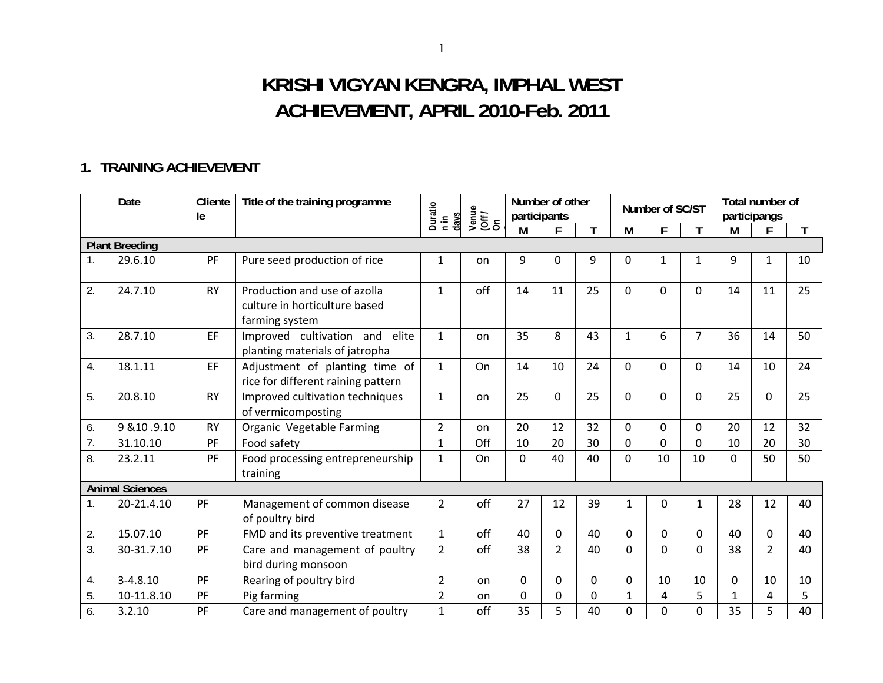# KRISHI VIGYAN KENGRA, IMPHAL WEST
# ACHIEVEMENT, APRIL 2010-Feb. 2011

## 1. TRAINING ACHIEVEMENT

| | Date | Clientele | Title of the training programme | Duration in days | Venue (Off / On) | Number of other participants | | | Number of SC/ST | | | Total number of participangs | | |
|---|---|---|---|---|---|---|---|---|---|---|---|---|---|---|
| | | | | | | M | F | T | M | F | T | M | F | T |
| **Plant Breeding** | | | | | | | | | | | | | | |
| 1. | 29.6.10 | PF | Pure seed production of rice | 1 | on | 9 | 0 | 9 | 0 | 1 | 1 | 9 | 1 | 10 |
| 2. | 24.7.10 | RY | Production and use of azolla culture in horticulture based farming system | 1 | off | 14 | 11 | 25 | 0 | 0 | 0 | 14 | 11 | 25 |
| 3. | 28.7.10 | EF | Improved cultivation and elite planting materials of jatropha | 1 | on | 35 | 8 | 43 | 1 | 6 | 7 | 36 | 14 | 50 |
| 4. | 18.1.11 | EF | Adjustment of planting time of rice for different raining pattern | 1 | On | 14 | 10 | 24 | 0 | 0 | 0 | 14 | 10 | 24 |
| 5. | 20.8.10 | RY | Improved cultivation techniques of vermicomposting | 1 | on | 25 | 0 | 25 | 0 | 0 | 0 | 25 | 0 | 25 |
| 6. | 9 &10 .9.10 | RY | Organic Vegetable Farming | 2 | on | 20 | 12 | 32 | 0 | 0 | 0 | 20 | 12 | 32 |
| 7. | 31.10.10 | PF | Food safety | 1 | Off | 10 | 20 | 30 | 0 | 0 | 0 | 10 | 20 | 30 |
| 8. | 23.2.11 | PF | Food processing entrepreneurship training | 1 | On | 0 | 40 | 40 | 0 | 10 | 10 | 0 | 50 | 50 |
| **Animal Sciences** | | | | | | | | | | | | | | |
| 1. | 20-21.4.10 | PF | Management of common disease of poultry bird | 2 | off | 27 | 12 | 39 | 1 | 0 | 1 | 28 | 12 | 40 |
| 2. | 15.07.10 | PF | FMD and its preventive treatment | 1 | off | 40 | 0 | 40 | 0 | 0 | 0 | 40 | 0 | 40 |
| 3. | 30-31.7.10 | PF | Care and management of poultry bird during monsoon | 2 | off | 38 | 2 | 40 | 0 | 0 | 0 | 38 | 2 | 40 |
| 4. | 3-4.8.10 | PF | Rearing of poultry bird | 2 | on | 0 | 0 | 0 | 0 | 10 | 10 | 0 | 10 | 10 |
| 5. | 10-11.8.10 | PF | Pig farming | 2 | on | 0 | 0 | 0 | 1 | 4 | 5 | 1 | 4 | 5 |
| 6. | 3.2.10 | PF | Care and management of poultry | 1 | off | 35 | 5 | 40 | 0 | 0 | 0 | 35 | 5 | 40 |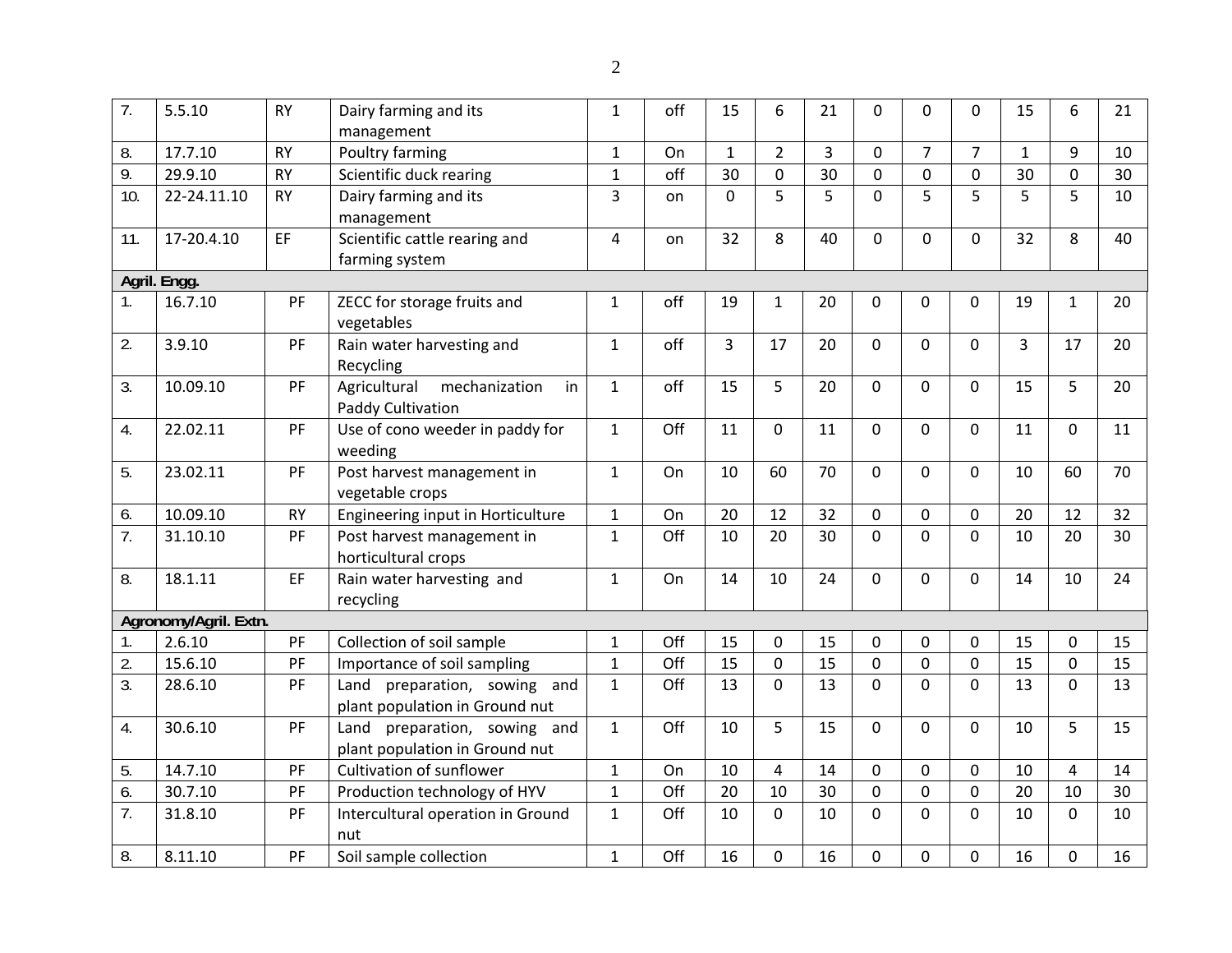| 7. | 5.5.10 | RY | Dairy farming and its management | 1 | off | 15 | 6 | 21 | 0 | 0 | 0 | 15 | 6 | 21 |
|---|---|---|---|---|---|---|---|---|---|---|---|---|---|---|
| 8. | 17.7.10 | RY | Poultry farming | 1 | On | 1 | 2 | 3 | 0 | 7 | 7 | 1 | 9 | 10 |
| 9. | 29.9.10 | RY | Scientific duck rearing | 1 | off | 30 | 0 | 30 | 0 | 0 | 0 | 30 | 0 | 30 |
| 10. | 22-24.11.10 | RY | Dairy farming and its management | 3 | on | 0 | 5 | 5 | 0 | 5 | 5 | 5 | 5 | 10 |
| 11. | 17-20.4.10 | EF | Scientific cattle rearing and farming system | 4 | on | 32 | 8 | 40 | 0 | 0 | 0 | 32 | 8 | 40 |
| **Agril. Engg.** | | | | | | | | | | | | | | |
| 1. | 16.7.10 | PF | ZECC for storage fruits and vegetables | 1 | off | 19 | 1 | 20 | 0 | 0 | 0 | 19 | 1 | 20 |
| 2. | 3.9.10 | PF | Rain water harvesting and Recycling | 1 | off | 3 | 17 | 20 | 0 | 0 | 0 | 3 | 17 | 20 |
| 3. | 10.09.10 | PF | Agricultural mechanization in Paddy Cultivation | 1 | off | 15 | 5 | 20 | 0 | 0 | 0 | 15 | 5 | 20 |
| 4. | 22.02.11 | PF | Use of cono weeder in paddy for weeding | 1 | Off | 11 | 0 | 11 | 0 | 0 | 0 | 11 | 0 | 11 |
| 5. | 23.02.11 | PF | Post harvest management in vegetable crops | 1 | On | 10 | 60 | 70 | 0 | 0 | 0 | 10 | 60 | 70 |
| 6. | 10.09.10 | RY | Engineering input in Horticulture | 1 | On | 20 | 12 | 32 | 0 | 0 | 0 | 20 | 12 | 32 |
| 7. | 31.10.10 | PF | Post harvest management in horticultural crops | 1 | Off | 10 | 20 | 30 | 0 | 0 | 0 | 10 | 20 | 30 |
| 8. | 18.1.11 | EF | Rain water harvesting and recycling | 1 | On | 14 | 10 | 24 | 0 | 0 | 0 | 14 | 10 | 24 |
| **Agronomy/Agril. Extn.** | | | | | | | | | | | | | | |
| 1. | 2.6.10 | PF | Collection of soil sample | 1 | Off | 15 | 0 | 15 | 0 | 0 | 0 | 15 | 0 | 15 |
| 2. | 15.6.10 | PF | Importance of soil sampling | 1 | Off | 15 | 0 | 15 | 0 | 0 | 0 | 15 | 0 | 15 |
| 3. | 28.6.10 | PF | Land preparation, sowing and plant population in Ground nut | 1 | Off | 13 | 0 | 13 | 0 | 0 | 0 | 13 | 0 | 13 |
| 4. | 30.6.10 | PF | Land preparation, sowing and plant population in Ground nut | 1 | Off | 10 | 5 | 15 | 0 | 0 | 0 | 10 | 5 | 15 |
| 5. | 14.7.10 | PF | Cultivation of sunflower | 1 | On | 10 | 4 | 14 | 0 | 0 | 0 | 10 | 4 | 14 |
| 6. | 30.7.10 | PF | Production technology of HYV | 1 | Off | 20 | 10 | 30 | 0 | 0 | 0 | 20 | 10 | 30 |
| 7. | 31.8.10 | PF | Intercultural operation in Ground nut | 1 | Off | 10 | 0 | 10 | 0 | 0 | 0 | 10 | 0 | 10 |
| 8. | 8.11.10 | PF | Soil sample collection | 1 | Off | 16 | 0 | 16 | 0 | 0 | 0 | 16 | 0 | 16 |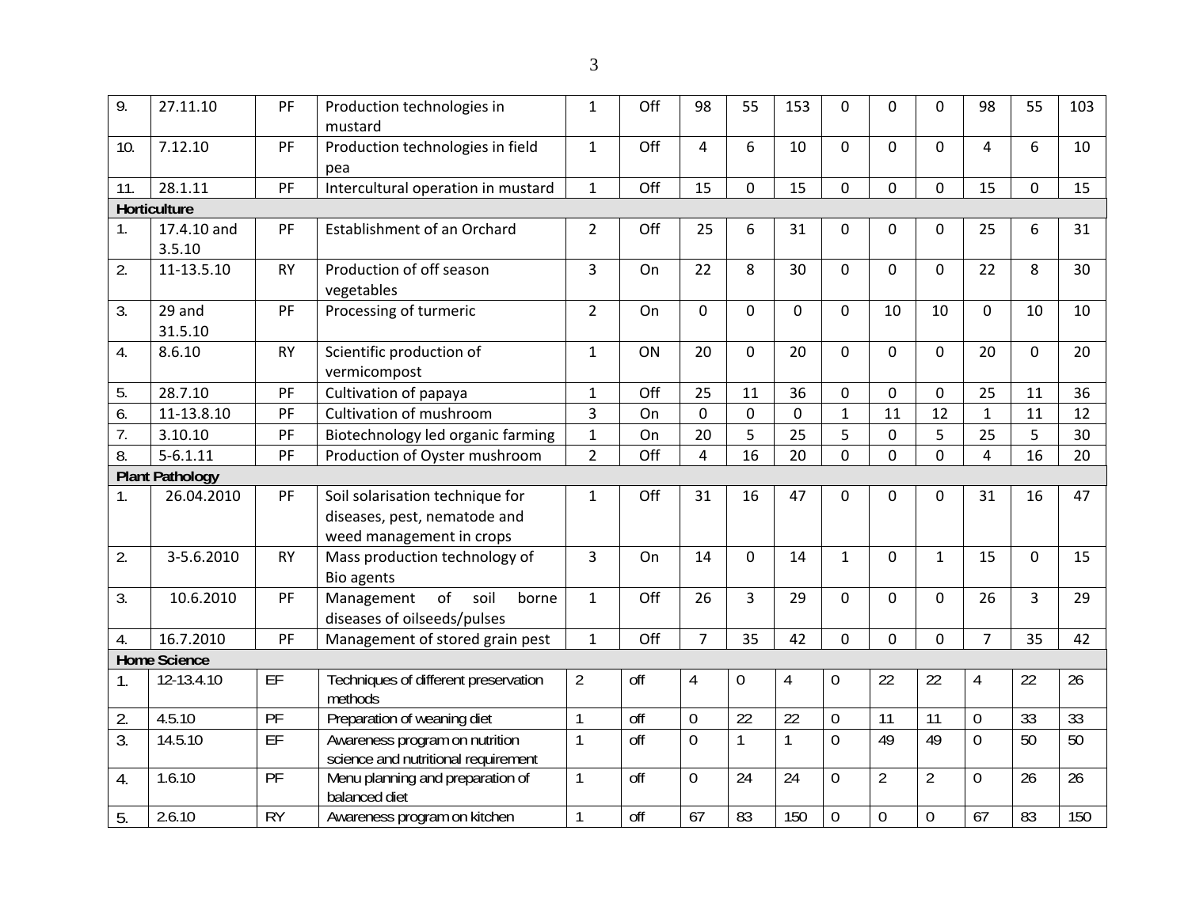| 9. | 27.11.10 | PF | Production technologies in mustard | 1 | Off | 98 | 55 | 153 | 0 | 0 | 0 | 98 | 55 | 103 |
|---|---|---|---|---|---|---|---|---|---|---|---|---|---|---|
| 10. | 7.12.10 | PF | Production technologies in field pea | 1 | Off | 4 | 6 | 10 | 0 | 0 | 0 | 4 | 6 | 10 |
| 11. | 28.1.11 | PF | Intercultural operation in mustard | 1 | Off | 15 | 0 | 15 | 0 | 0 | 0 | 15 | 0 | 15 |
| **Horticulture** | | | | | | | | | | | | | | |
| 1. | 17.4.10 and 3.5.10 | PF | Establishment of an Orchard | 2 | Off | 25 | 6 | 31 | 0 | 0 | 0 | 25 | 6 | 31 |
| 2. | 11-13.5.10 | RY | Production of off season vegetables | 3 | On | 22 | 8 | 30 | 0 | 0 | 0 | 22 | 8 | 30 |
| 3. | 29 and 31.5.10 | PF | Processing of turmeric | 2 | On | 0 | 0 | 0 | 0 | 10 | 10 | 0 | 10 | 10 |
| 4. | 8.6.10 | RY | Scientific production of vermicompost | 1 | ON | 20 | 0 | 20 | 0 | 0 | 0 | 20 | 0 | 20 |
| 5. | 28.7.10 | PF | Cultivation of papaya | 1 | Off | 25 | 11 | 36 | 0 | 0 | 0 | 25 | 11 | 36 |
| 6. | 11-13.8.10 | PF | Cultivation of mushroom | 3 | On | 0 | 0 | 0 | 1 | 11 | 12 | 1 | 11 | 12 |
| 7. | 3.10.10 | PF | Biotechnology led organic farming | 1 | On | 20 | 5 | 25 | 5 | 0 | 5 | 25 | 5 | 30 |
| 8. | 5-6.1.11 | PF | Production of Oyster mushroom | 2 | Off | 4 | 16 | 20 | 0 | 0 | 0 | 4 | 16 | 20 |
| **Plant Pathology** | | | | | | | | | | | | | | |
| 1. | 26.04.2010 | PF | Soil solarisation technique for diseases, pest, nematode and weed management in crops | 1 | Off | 31 | 16 | 47 | 0 | 0 | 0 | 31 | 16 | 47 |
| 2. | 3-5.6.2010 | RY | Mass production technology of Bio agents | 3 | On | 14 | 0 | 14 | 1 | 0 | 1 | 15 | 0 | 15 |
| 3. | 10.6.2010 | PF | Management of soil borne diseases of oilseeds/pulses | 1 | Off | 26 | 3 | 29 | 0 | 0 | 0 | 26 | 3 | 29 |
| 4. | 16.7.2010 | PF | Management of stored grain pest | 1 | Off | 7 | 35 | 42 | 0 | 0 | 0 | 7 | 35 | 42 |
| **Home Science** | | | | | | | | | | | | | | |
| 1. | 12-13.4.10 | EF | Techniques of different preservation methods | 2 | off | 4 | 0 | 4 | 0 | 22 | 22 | 4 | 22 | 26 |
| 2. | 4.5.10 | PF | Preparation of weaning diet | 1 | off | 0 | 22 | 22 | 0 | 11 | 11 | 0 | 33 | 33 |
| 3. | 14.5.10 | EF | Awareness program on nutrition science and nutritional requirement | 1 | off | 0 | 1 | 1 | 0 | 49 | 49 | 0 | 50 | 50 |
| 4. | 1.6.10 | PF | Menu planning and preparation of balanced diet | 1 | off | 0 | 24 | 24 | 0 | 2 | 2 | 0 | 26 | 26 |
| 5. | 2.6.10 | RY | Awareness program on kitchen | 1 | off | 67 | 83 | 150 | 0 | 0 | 0 | 67 | 83 | 150 |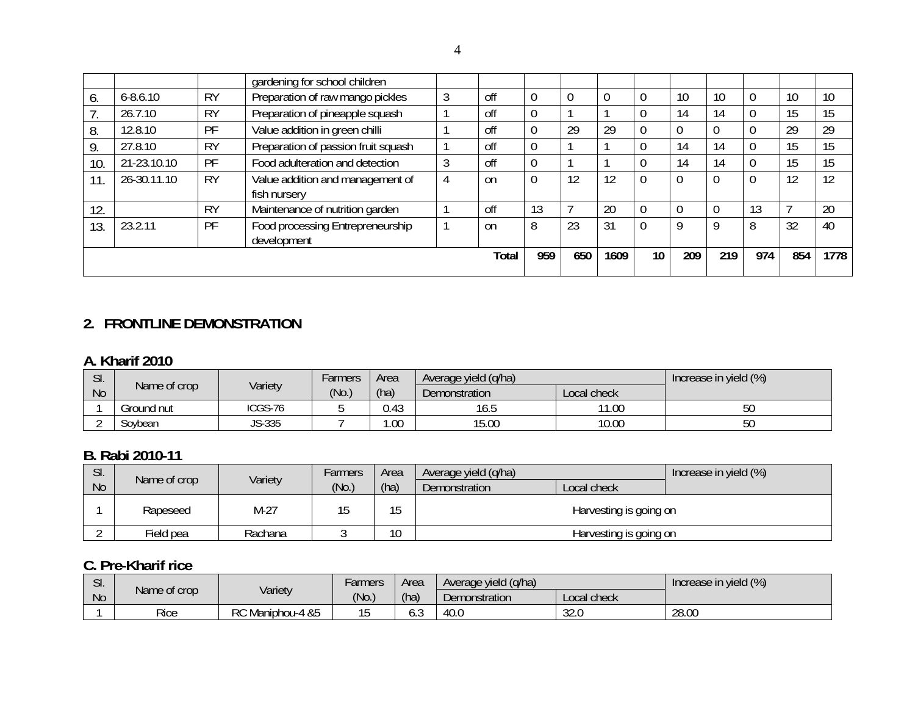| | | | gardening for school children | | | | | | | | | | | |
|---|---|---|---|---|---|---|---|---|---|---|---|---|---|---|
| 6. | 6-8.6.10 | RY | Preparation of raw mango pickles | 3 | off | 0 | 0 | 0 | 0 | 10 | 10 | 0 | 10 | 10 |
| 7. | 26.7.10 | RY | Preparation of pineapple squash | 1 | off | 0 | 1 | 1 | 0 | 14 | 14 | 0 | 15 | 15 |
| 8. | 12.8.10 | PF | Value addition in green chilli | 1 | off | 0 | 29 | 29 | 0 | 0 | 0 | 0 | 29 | 29 |
| 9. | 27.8.10 | RY | Preparation of passion fruit squash | 1 | off | 0 | 1 | 1 | 0 | 14 | 14 | 0 | 15 | 15 |
| 10. | 21-23.10.10 | PF | Food adulteration and detection | 3 | off | 0 | 1 | 1 | 0 | 14 | 14 | 0 | 15 | 15 |
| 11. | 26-30.11.10 | RY | Value addition and management of fish nursery | 4 | on | 0 | 12 | 12 | 0 | 0 | 0 | 0 | 12 | 12 |
| 12. | | RY | Maintenance of nutrition garden | 1 | off | 13 | 7 | 20 | 0 | 0 | 0 | 13 | 7 | 20 |
| 13. | 23.2.11 | PF | Food processing Entrepreneurship development | 1 | on | 8 | 23 | 31 | 0 | 9 | 9 | 8 | 32 | 40 |
| | | | | | **Total** | **959** | **650** | **1609** | **10** | **209** | **219** | **974** | **854** | **1778** |

## 2. FRONTLINE DEMONSTRATION

### A. Kharif 2010

| Sl. No | Name of crop | Variety | Farmers (No.) | Area (ha) | Average yield (q/ha) | | Increase in yield (%) |
|---|---|---|---|---|---|---|---|
| | | | | | Demonstration | Local check | |
| 1 | Ground nut | ICGS-76 | 5 | 0.43 | 16.5 | 11.00 | 50 |
| 2 | Soybean | JS-335 | 7 | 1.00 | 15.00 | 10.00 | 50 |

### B. Rabi 2010-11

| Sl. No | Name of crop | Variety | Farmers (No.) | Area (ha) | Average yield (q/ha) | | Increase in yield (%) |
|---|---|---|---|---|---|---|---|
| | | | | | Demonstration | Local check | |
| 1 | Rapeseed | M-27 | 15 | 15 | Harvesting is going on | | |
| 2 | Field pea | Rachana | 3 | 10 | Harvesting is going on | | |

### C. Pre-Kharif rice

| Sl. No | Name of crop | Variety | Farmers (No.) | Area (ha) | Average yield (q/ha) | | Increase in yield (%) |
|---|---|---|---|---|---|---|---|
| | | | | | Demonstration | Local check | |
| 1 | Rice | RC Maniphou-4 &5 | 15 | 6.3 | 40.0 | 32.0 | 28.00 |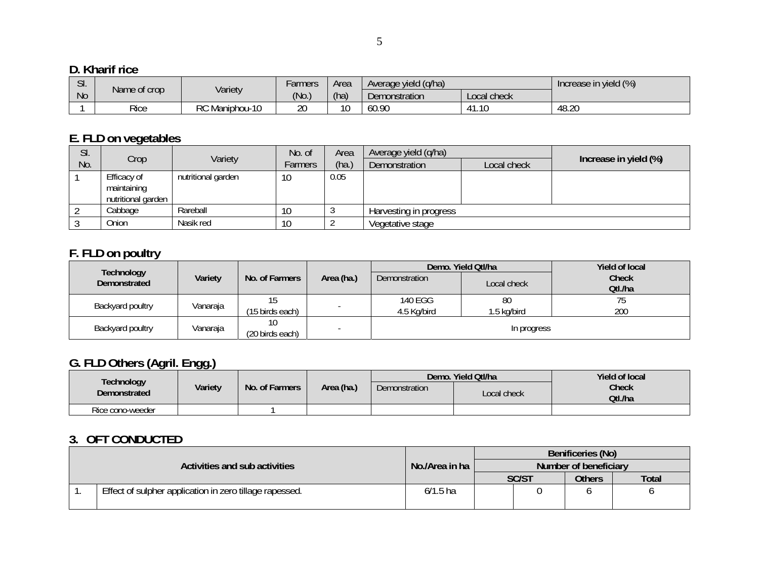## D. Kharif rice

| Sl. No | Name of crop | Variety | Farmers (No.) | Area (ha) | Average yield (q/ha) | | Increase in yield (%) |
|---|---|---|---|---|---|---|---|
| | | | | | Demonstration | Local check | |
| 1 | Rice | RC Maniphou-10 | 20 | 10 | 60.90 | 41.10 | 48.20 |

## E. FLD on vegetables

| Sl. No. | Crop | Variety | No. of Farmers | Area (ha.) | Average yield (q/ha) | | Increase in yield (%) |
|---|---|---|---|---|---|---|---|
| | | | | | Demonstration | Local check | |
| 1 | Efficacy of maintaining nutritional garden | nutritional garden | 10 | 0.05 | | | |
| 2 | Cabbage | Rareball | 10 | 3 | Harvesting in progress | | |
| 3 | Onion | Nasik red | 10 | 2 | Vegetative stage | | |

## F. FLD on poultry

| Technology Demonstrated | Variety | No. of Farmers | Area (ha.) | Demo. Yield Qtl/ha | | Yield of local Check Qtl./ha |
|---|---|---|---|---|---|---|
| | | | | Demonstration | Local check | |
| Backyard poultry | Vanaraja | 15 (15 birds each) | - | 140 EGG 4.5 Kg/bird | 80 1.5 kg/bird | 75 200 |
| Backyard poultry | Vanaraja | 10 (20 birds each) | - | In progress | | |

## G. FLD Others (Agril. Engg.)

| Technology Demonstrated | Variety | No. of Farmers | Area (ha.) | Demo. Yield Qtl/ha | | Yield of local Check Qtl./ha |
|---|---|---|---|---|---|---|
| | | | | Demonstration | Local check | |
| Rice cono-weeder | | 1 | | | | |

## 3. OFT CONDUCTED

| | Activities and sub activities | No./Area in ha | Benificeries (No) | | | |
|---|---|---|---|---|---|---|
| | | | Number of beneficiary | | | |
| | | | SC/ST | | Others | Total |
| 1. | Effect of sulpher application in zero tillage rapessed. | 6/1.5 ha | | 0 | 6 | 6 |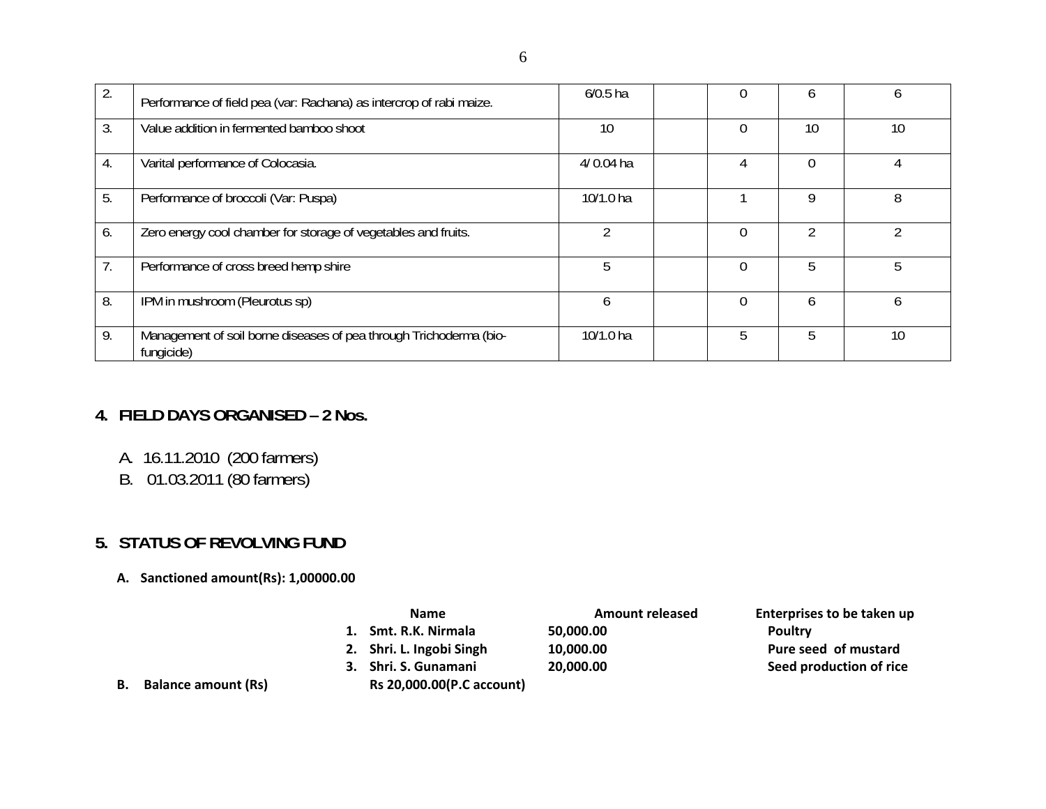| | | | | | | |
|---|---|---|---|---|---|---|
| 2. | Performance of field pea (var: Rachana) as intercrop of rabi maize. | 6/0.5 ha | | 0 | 6 | 6 |
| 3. | Value addition in fermented bamboo shoot | 10 | | 0 | 10 | 10 |
| 4. | Varital performance of Colocasia. | 4/ 0.04 ha | | 4 | 0 | 4 |
| 5. | Performance of broccoli (Var: Puspa) | 10/1.0 ha | | 1 | 9 | 8 |
| 6. | Zero energy cool chamber for storage of vegetables and fruits. | 2 | | 0 | 2 | 2 |
| 7. | Performance of cross breed hemp shire | 5 | | 0 | 5 | 5 |
| 8. | IPM in mushroom (Pleurotus sp) | 6 | | 0 | 6 | 6 |
| 9. | Management of soil borne diseases of pea through Trichoderma (bio-fungicide) | 10/1.0 ha | | 5 | 5 | 10 |

## 4. FIELD DAYS ORGANISED – 2 Nos.

A. 16.11.2010 (200 farmers)

B. 01.03.2011 (80 farmers)

## 5. STATUS OF REVOLVING FUND

**A. Sanctioned amount(Rs): 1,00000.00**

| | Name | Amount released | Enterprises to be taken up |
|---|---|---|---|
| 1. | Smt. R.K. Nirmala | 50,000.00 | Poultry |
| 2. | Shri. L. Ingobi Singh | 10,000.00 | Pure seed of mustard |
| 3. | Shri. S. Gunamani | 20,000.00 | Seed production of rice |

**B. Balance amount (Rs)** **Rs 20,000.00(P.C account)**